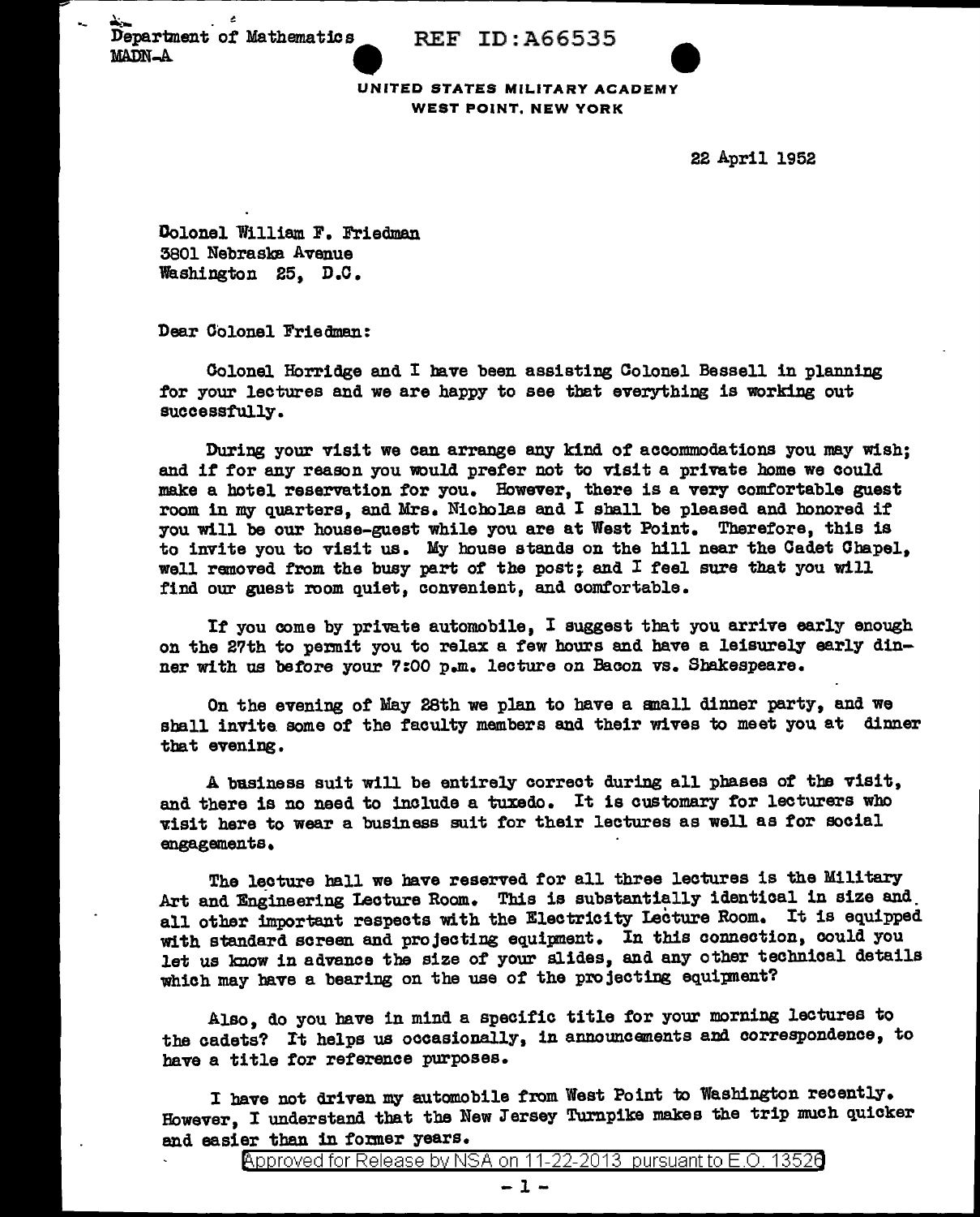Department of Mathematics
MADN-A

REF ID:A66535

UNITED STATES MILITARY ACADEMY
WEST POINT, NEW YORK

22 April 1952

Colonel William F. Friedman
3801 Nebraska Avenue
Washington 25, D.C.

Dear Colonel Friedman:

Colonel Horridge and I have been assisting Colonel Bessell in planning for your lectures and we are happy to see that everything is working out successfully.

During your visit we can arrange any kind of accommodations you may wish; and if for any reason you would prefer not to visit a private home we could make a hotel reservation for you. However, there is a very comfortable guest room in my quarters, and Mrs. Nicholas and I shall be pleased and honored if you will be our house-guest while you are at West Point. Therefore, this is to invite you to visit us. My house stands on the hill near the Cadet Chapel, well removed from the busy part of the post; and I feel sure that you will find our guest room quiet, convenient, and comfortable.

If you come by private automobile, I suggest that you arrive early enough on the 27th to permit you to relax a few hours and have a leisurely early dinner with us before your 7:00 p.m. lecture on Bacon vs. Shakespeare.

On the evening of May 28th we plan to have a small dinner party, and we shall invite some of the faculty members and their wives to meet you at dinner that evening.

A business suit will be entirely correct during all phases of the visit, and there is no need to include a tuxedo. It is customary for lecturers who visit here to wear a business suit for their lectures as well as for social engagements.

The lecture hall we have reserved for all three lectures is the Military Art and Engineering Lecture Room. This is substantially identical in size and all other important respects with the Electricity Lecture Room. It is equipped with standard screen and projecting equipment. In this connection, could you let us know in advance the size of your slides, and any other technical details which may have a bearing on the use of the projecting equipment?

Also, do you have in mind a specific title for your morning lectures to the cadets? It helps us occasionally, in announcements and correspondence, to have a title for reference purposes.

I have not driven my automobile from West Point to Washington recently. However, I understand that the New Jersey Turnpike makes the trip much quicker and easier than in former years.

Approved for Release by NSA on 11-22-2013 pursuant to E.O. 13526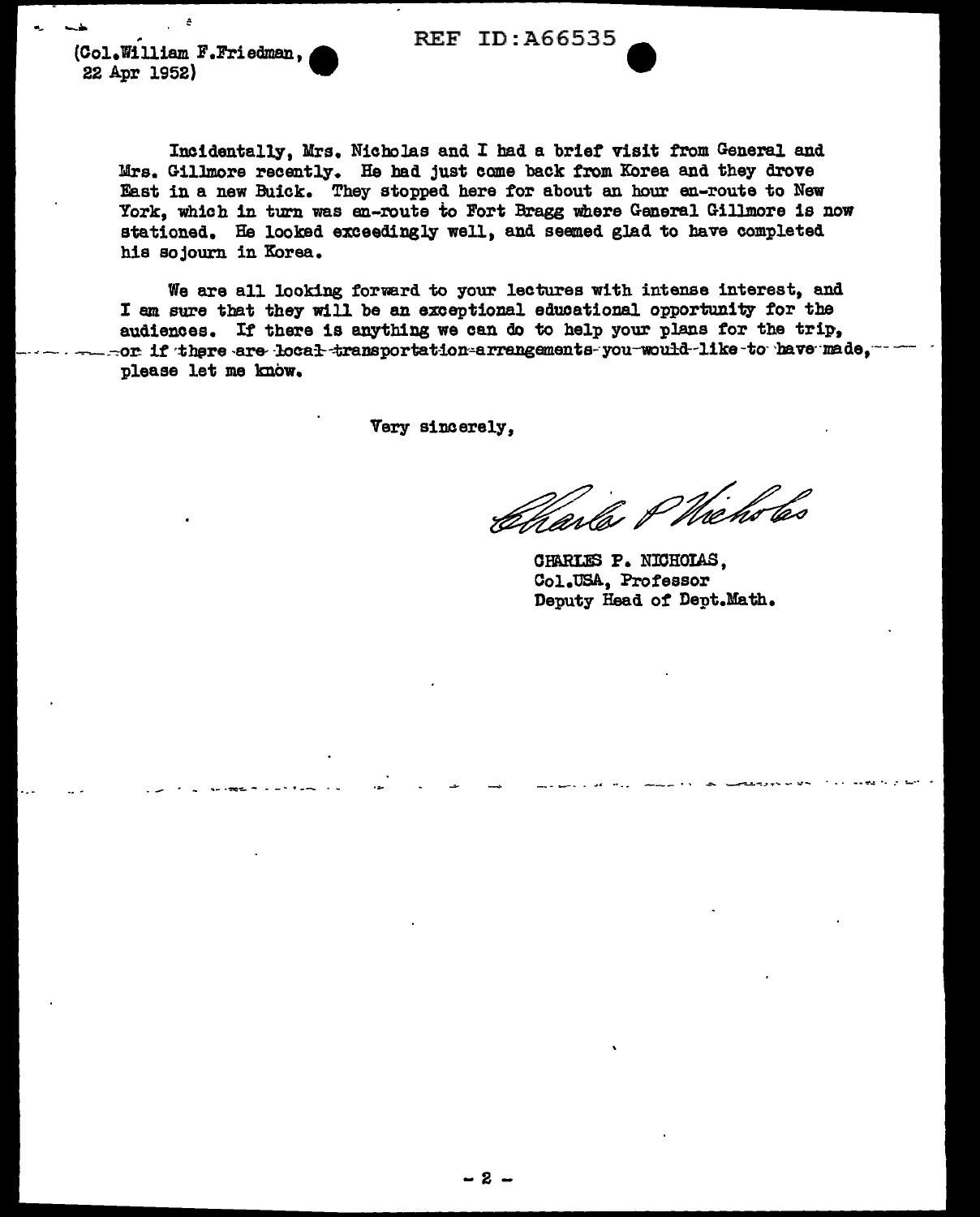(Col.William F.Friedman, 22 Apr 1952)

Incidentally, Mrs. Nicholas and I had a brief visit from General and Mrs. Gillmore recently. He had just come back from Korea and they drove East in a new Buick. They stopped here for about an hour en-route to New York, which in turn was en-route to Fort Bragg where General Gillmore is now stationed. He looked exceedingly well, and seemed glad to have completed his sojourn in Korea.

We are all looking forward to your lectures with intense interest, and I am sure that they will be an exceptional educational opportunity for the audiences. If there is anything we can do to help your plans for the trip, or if there are local transportation arrangements you would like to have made, please let me know.

Very sincerely,

Charles P Nicholas

CHARLES P. NICHOLAS,
Col.USA, Professor
Deputy Head of Dept.Math.